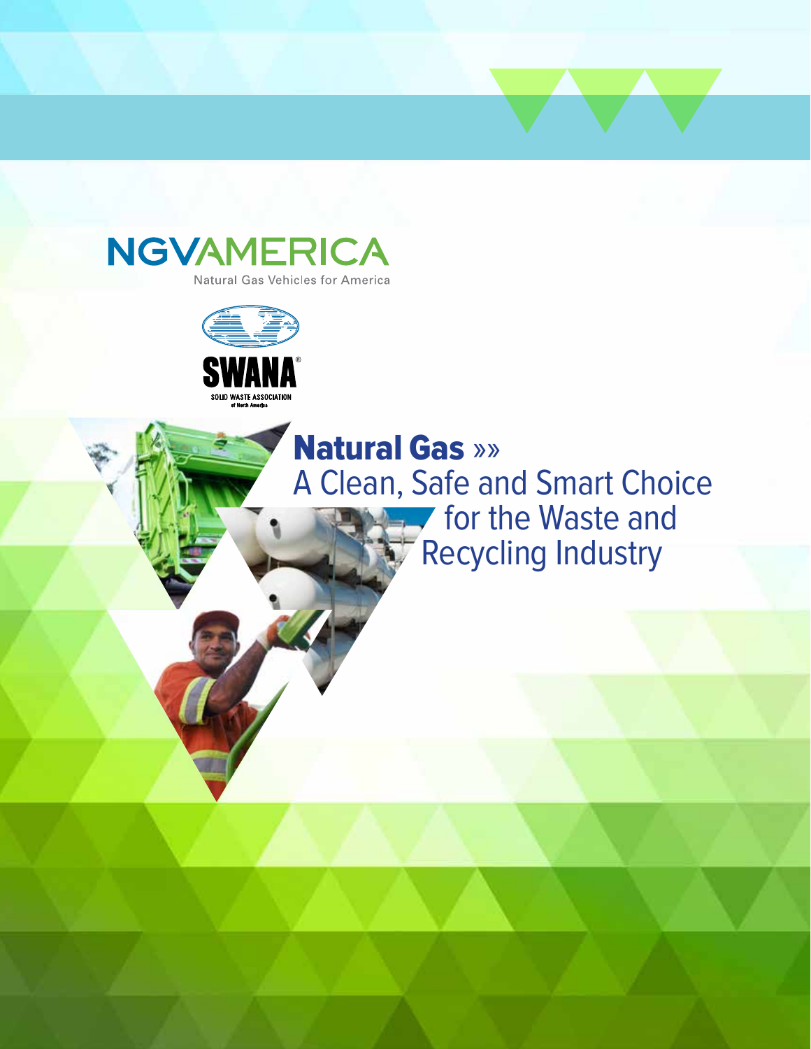NGVAMERICA

Natural Gas Vehicles for America

SWANA®

SOLID WASTE ASSOCIATION of North America

# Natural Gas »»

## A Clean, Safe and Smart Choice for the Waste and Recycling Industry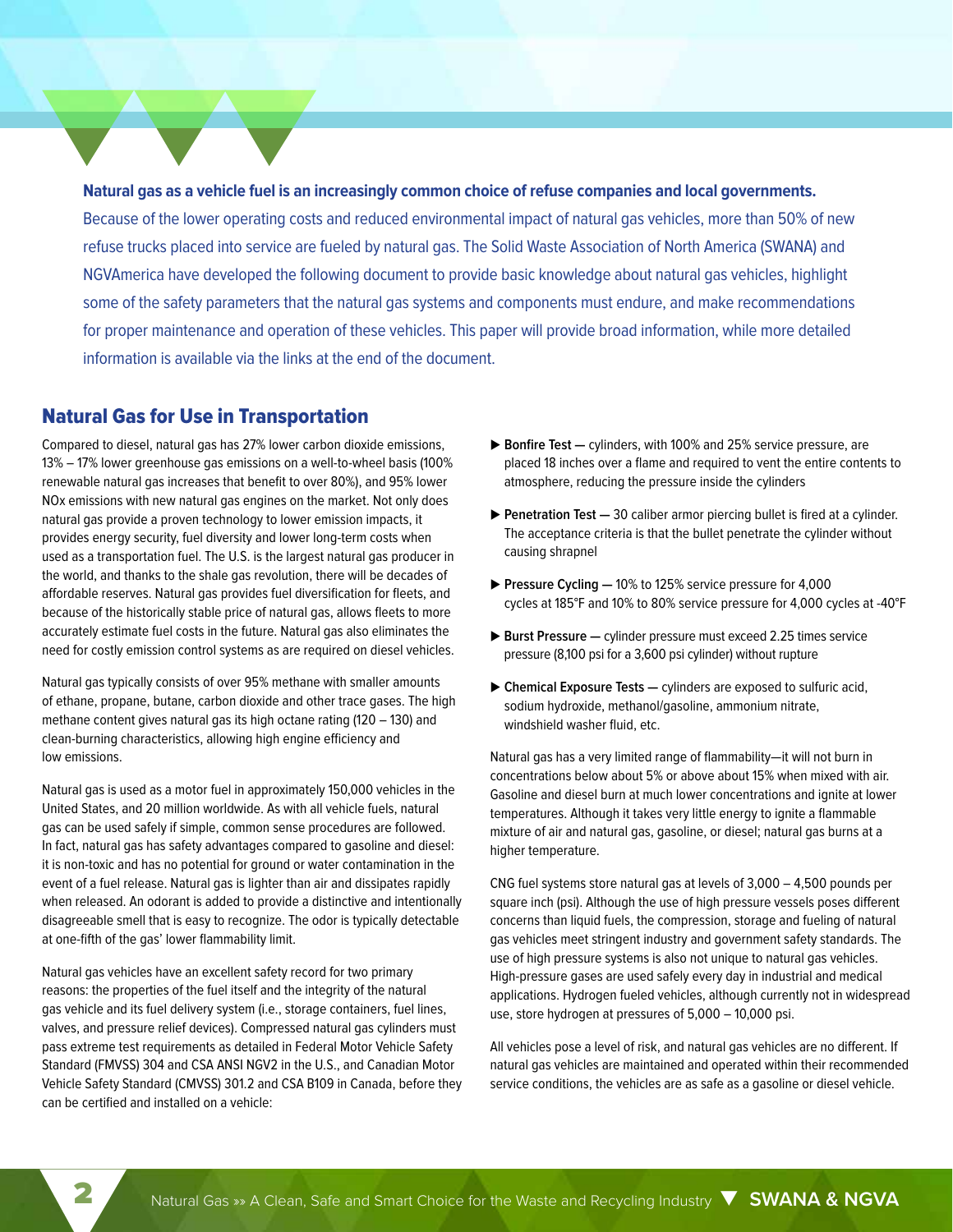**Natural gas as a vehicle fuel is an increasingly common choice of refuse companies and local governments.** Because of the lower operating costs and reduced environmental impact of natural gas vehicles, more than 50% of new refuse trucks placed into service are fueled by natural gas. The Solid Waste Association of North America (SWANA) and NGVAmerica have developed the following document to provide basic knowledge about natural gas vehicles, highlight some of the safety parameters that the natural gas systems and components must endure, and make recommendations for proper maintenance and operation of these vehicles. This paper will provide broad information, while more detailed information is available via the links at the end of the document.

## Natural Gas for Use in Transportation

Compared to diesel, natural gas has 27% lower carbon dioxide emissions, 13% – 17% lower greenhouse gas emissions on a well-to-wheel basis (100% renewable natural gas increases that benefit to over 80%), and 95% lower NOx emissions with new natural gas engines on the market. Not only does natural gas provide a proven technology to lower emission impacts, it provides energy security, fuel diversity and lower long-term costs when used as a transportation fuel. The U.S. is the largest natural gas producer in the world, and thanks to the shale gas revolution, there will be decades of affordable reserves. Natural gas provides fuel diversification for fleets, and because of the historically stable price of natural gas, allows fleets to more accurately estimate fuel costs in the future. Natural gas also eliminates the need for costly emission control systems as are required on diesel vehicles.

Natural gas typically consists of over 95% methane with smaller amounts of ethane, propane, butane, carbon dioxide and other trace gases. The high methane content gives natural gas its high octane rating (120 – 130) and clean-burning characteristics, allowing high engine efficiency and low emissions.

Natural gas is used as a motor fuel in approximately 150,000 vehicles in the United States, and 20 million worldwide. As with all vehicle fuels, natural gas can be used safely if simple, common sense procedures are followed. In fact, natural gas has safety advantages compared to gasoline and diesel: it is non-toxic and has no potential for ground or water contamination in the event of a fuel release. Natural gas is lighter than air and dissipates rapidly when released. An odorant is added to provide a distinctive and intentionally disagreeable smell that is easy to recognize. The odor is typically detectable at one-fifth of the gas' lower flammability limit.

Natural gas vehicles have an excellent safety record for two primary reasons: the properties of the fuel itself and the integrity of the natural gas vehicle and its fuel delivery system (i.e., storage containers, fuel lines, valves, and pressure relief devices). Compressed natural gas cylinders must pass extreme test requirements as detailed in Federal Motor Vehicle Safety Standard (FMVSS) 304 and CSA ANSI NGV2 in the U.S., and Canadian Motor Vehicle Safety Standard (CMVSS) 301.2 and CSA B109 in Canada, before they can be certified and installed on a vehicle:

- **Bonfire Test —** cylinders, with 100% and 25% service pressure, are placed 18 inches over a flame and required to vent the entire contents to atmosphere, reducing the pressure inside the cylinders
- **Penetration Test —** 30 caliber armor piercing bullet is fired at a cylinder. The acceptance criteria is that the bullet penetrate the cylinder without causing shrapnel
- **Pressure Cycling —** 10% to 125% service pressure for 4,000 cycles at 185°F and 10% to 80% service pressure for 4,000 cycles at -40°F
- **Burst Pressure —** cylinder pressure must exceed 2.25 times service pressure (8,100 psi for a 3,600 psi cylinder) without rupture
- **Chemical Exposure Tests —** cylinders are exposed to sulfuric acid, sodium hydroxide, methanol/gasoline, ammonium nitrate, windshield washer fluid, etc.

Natural gas has a very limited range of flammability—it will not burn in concentrations below about 5% or above about 15% when mixed with air. Gasoline and diesel burn at much lower concentrations and ignite at lower temperatures. Although it takes very little energy to ignite a flammable mixture of air and natural gas, gasoline, or diesel; natural gas burns at a higher temperature.

CNG fuel systems store natural gas at levels of 3,000 – 4,500 pounds per square inch (psi). Although the use of high pressure vessels poses different concerns than liquid fuels, the compression, storage and fueling of natural gas vehicles meet stringent industry and government safety standards. The use of high pressure systems is also not unique to natural gas vehicles. High-pressure gases are used safely every day in industrial and medical applications. Hydrogen fueled vehicles, although currently not in widespread use, store hydrogen at pressures of 5,000 – 10,000 psi.

All vehicles pose a level of risk, and natural gas vehicles are no different. If natural gas vehicles are maintained and operated within their recommended service conditions, the vehicles are as safe as a gasoline or diesel vehicle.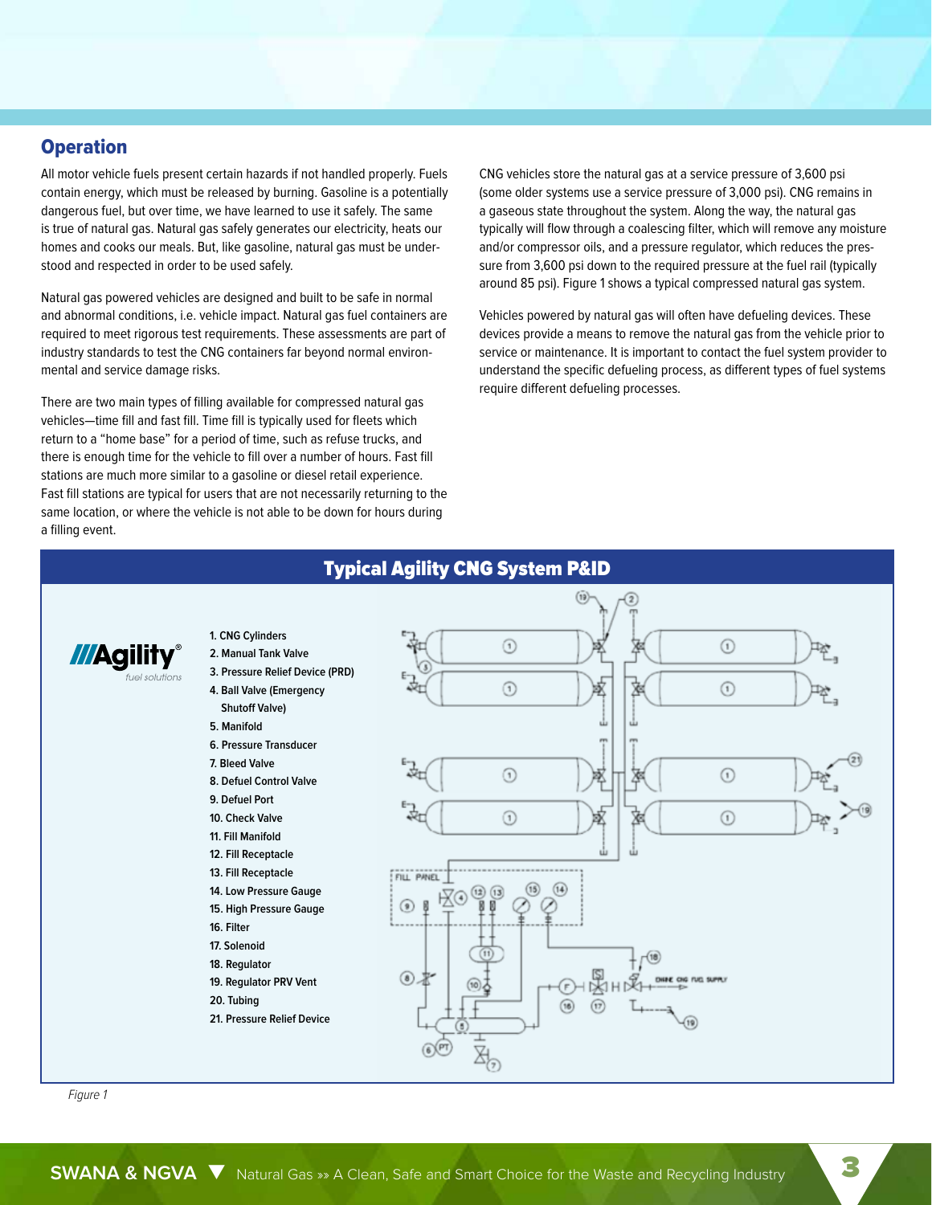## Operation

All motor vehicle fuels present certain hazards if not handled properly. Fuels contain energy, which must be released by burning. Gasoline is a potentially dangerous fuel, but over time, we have learned to use it safely. The same is true of natural gas. Natural gas safely generates our electricity, heats our homes and cooks our meals. But, like gasoline, natural gas must be understood and respected in order to be used safely.

Natural gas powered vehicles are designed and built to be safe in normal and abnormal conditions, i.e. vehicle impact. Natural gas fuel containers are required to meet rigorous test requirements. These assessments are part of industry standards to test the CNG containers far beyond normal environmental and service damage risks.

There are two main types of filling available for compressed natural gas vehicles—time fill and fast fill. Time fill is typically used for fleets which return to a "home base" for a period of time, such as refuse trucks, and there is enough time for the vehicle to fill over a number of hours. Fast fill stations are much more similar to a gasoline or diesel retail experience. Fast fill stations are typical for users that are not necessarily returning to the same location, or where the vehicle is not able to be down for hours during a filling event.

CNG vehicles store the natural gas at a service pressure of 3,600 psi (some older systems use a service pressure of 3,000 psi). CNG remains in a gaseous state throughout the system. Along the way, the natural gas typically will flow through a coalescing filter, which will remove any moisture and/or compressor oils, and a pressure regulator, which reduces the pressure from 3,600 psi down to the required pressure at the fuel rail (typically around 85 psi). Figure 1 shows a typical compressed natural gas system.

Vehicles powered by natural gas will often have defueling devices. These devices provide a means to remove the natural gas from the vehicle prior to service or maintenance. It is important to contact the fuel system provider to understand the specific defueling process, as different types of fuel systems require different defueling processes.

### Typical Agility CNG System P&ID

Agility fuel solutions

1. CNG Cylinders
2. Manual Tank Valve
3. Pressure Relief Device (PRD)
4. Ball Valve (Emergency Shutoff Valve)
5. Manifold
6. Pressure Transducer
7. Bleed Valve
8. Defuel Control Valve
9. Defuel Port
10. Check Valve
11. Fill Manifold
12. Fill Receptacle
13. Fill Receptacle
14. Low Pressure Gauge
15. High Pressure Gauge
16. Filter
17. Solenoid
18. Regulator
19. Regulator PRV Vent
20. Tubing
21. Pressure Relief Device

*Figure 1*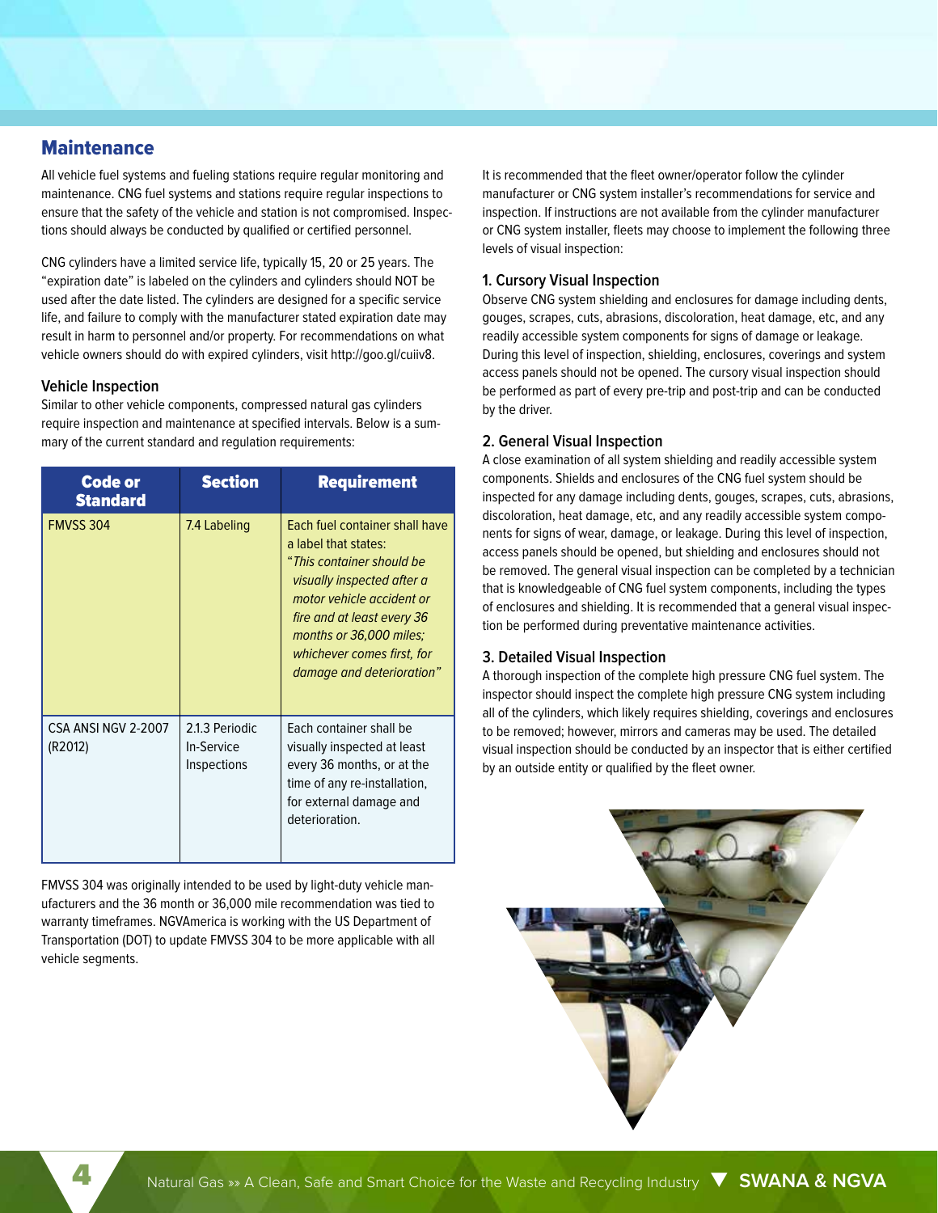## Maintenance

All vehicle fuel systems and fueling stations require regular monitoring and maintenance. CNG fuel systems and stations require regular inspections to ensure that the safety of the vehicle and station is not compromised. Inspections should always be conducted by qualified or certified personnel.

CNG cylinders have a limited service life, typically 15, 20 or 25 years. The "expiration date" is labeled on the cylinders and cylinders should NOT be used after the date listed. The cylinders are designed for a specific service life, and failure to comply with the manufacturer stated expiration date may result in harm to personnel and/or property. For recommendations on what vehicle owners should do with expired cylinders, visit http://goo.gl/cuiiv8.

### Vehicle Inspection

Similar to other vehicle components, compressed natural gas cylinders require inspection and maintenance at specified intervals. Below is a summary of the current standard and regulation requirements:

| Code or Standard | Section | Requirement |
|---|---|---|
| FMVSS 304 | 7.4 Labeling | Each fuel container shall have a label that states: "*This container should be visually inspected after a motor vehicle accident or fire and at least every 36 months or 36,000 miles; whichever comes first, for damage and deterioration*" |
| CSA ANSI NGV 2-2007 (R2012) | 2.1.3 Periodic In-Service Inspections | Each container shall be visually inspected at least every 36 months, or at the time of any re-installation, for external damage and deterioration. |

FMVSS 304 was originally intended to be used by light-duty vehicle manufacturers and the 36 month or 36,000 mile recommendation was tied to warranty timeframes. NGVAmerica is working with the US Department of Transportation (DOT) to update FMVSS 304 to be more applicable with all vehicle segments.

It is recommended that the fleet owner/operator follow the cylinder manufacturer or CNG system installer's recommendations for service and inspection. If instructions are not available from the cylinder manufacturer or CNG system installer, fleets may choose to implement the following three levels of visual inspection:

### 1. Cursory Visual Inspection

Observe CNG system shielding and enclosures for damage including dents, gouges, scrapes, cuts, abrasions, discoloration, heat damage, etc, and any readily accessible system components for signs of damage or leakage. During this level of inspection, shielding, enclosures, coverings and system access panels should not be opened. The cursory visual inspection should be performed as part of every pre-trip and post-trip and can be conducted by the driver.

### 2. General Visual Inspection

A close examination of all system shielding and readily accessible system components. Shields and enclosures of the CNG fuel system should be inspected for any damage including dents, gouges, scrapes, cuts, abrasions, discoloration, heat damage, etc, and any readily accessible system components for signs of wear, damage, or leakage. During this level of inspection, access panels should be opened, but shielding and enclosures should not be removed. The general visual inspection can be completed by a technician that is knowledgeable of CNG fuel system components, including the types of enclosures and shielding. It is recommended that a general visual inspection be performed during preventative maintenance activities.

### 3. Detailed Visual Inspection

A thorough inspection of the complete high pressure CNG fuel system. The inspector should inspect the complete high pressure CNG system including all of the cylinders, which likely requires shielding, coverings and enclosures to be removed; however, mirrors and cameras may be used. The detailed visual inspection should be conducted by an inspector that is either certified by an outside entity or qualified by the fleet owner.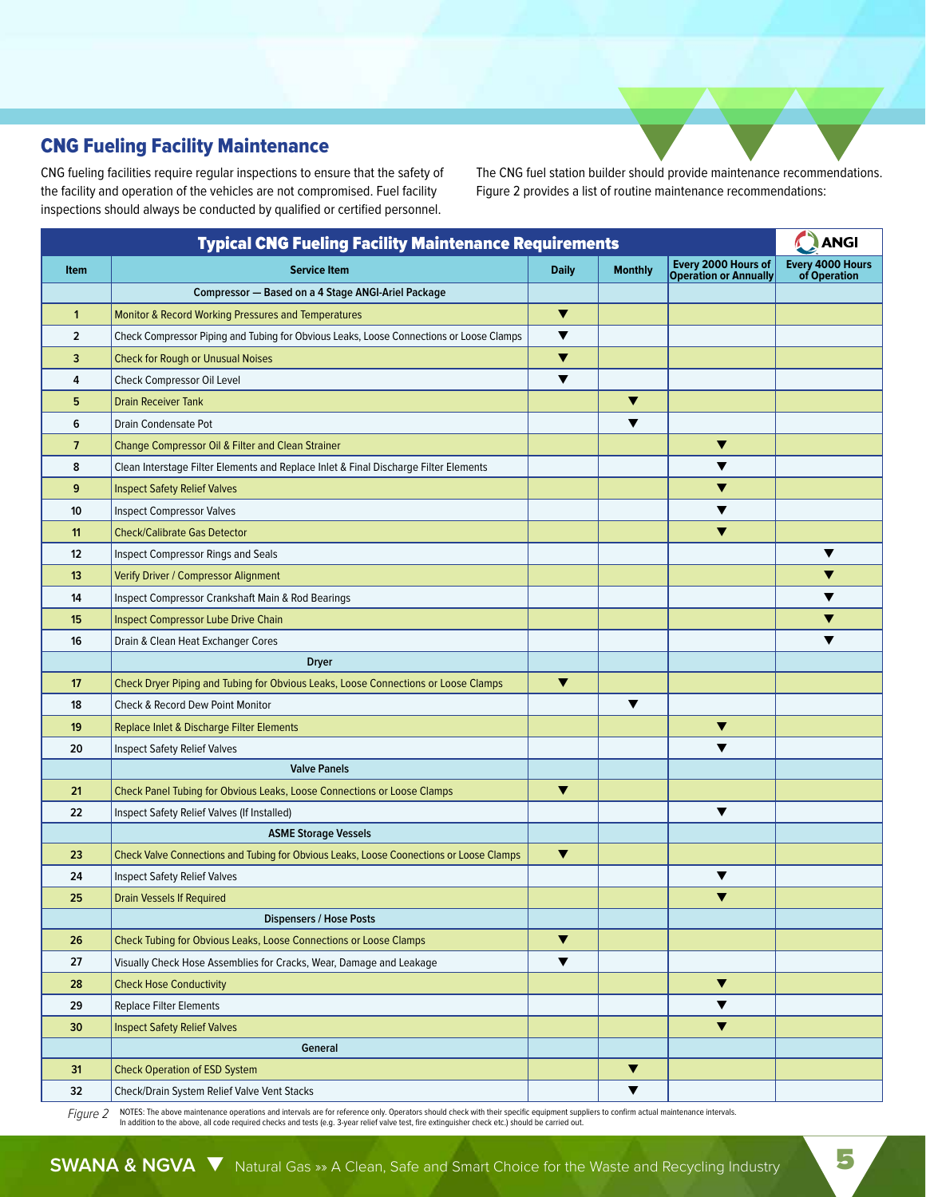## CNG Fueling Facility Maintenance

CNG fueling facilities require regular inspections to ensure that the safety of the facility and operation of the vehicles are not compromised. Fuel facility inspections should always be conducted by qualified or certified personnel.

The CNG fuel station builder should provide maintenance recommendations. Figure 2 provides a list of routine maintenance recommendations:

| Typical CNG Fueling Facility Maintenance Requirements | | | | | ANGI |
|---|---|---|---|---|---|
| **Item** | **Service Item** | **Daily** | **Monthly** | **Every 2000 Hours of Operation or Annually** | **Every 4000 Hours of Operation** |
| | **Compressor — Based on a 4 Stage ANGI-Ariel Package** | | | | |
| 1 | Monitor & Record Working Pressures and Temperatures | ▼ | | | |
| 2 | Check Compressor Piping and Tubing for Obvious Leaks, Loose Connections or Loose Clamps | ▼ | | | |
| 3 | Check for Rough or Unusual Noises | ▼ | | | |
| 4 | Check Compressor Oil Level | ▼ | | | |
| 5 | Drain Receiver Tank | | ▼ | | |
| 6 | Drain Condensate Pot | | ▼ | | |
| 7 | Change Compressor Oil & Filter and Clean Strainer | | | ▼ | |
| 8 | Clean Interstage Filter Elements and Replace Inlet & Final Discharge Filter Elements | | | ▼ | |
| 9 | Inspect Safety Relief Valves | | | ▼ | |
| 10 | Inspect Compressor Valves | | | ▼ | |
| 11 | Check/Calibrate Gas Detector | | | ▼ | |
| 12 | Inspect Compressor Rings and Seals | | | | ▼ |
| 13 | Verify Driver / Compressor Alignment | | | | ▼ |
| 14 | Inspect Compressor Crankshaft Main & Rod Bearings | | | | ▼ |
| 15 | Inspect Compressor Lube Drive Chain | | | | ▼ |
| 16 | Drain & Clean Heat Exchanger Cores | | | | ▼ |
| | **Dryer** | | | | |
| 17 | Check Dryer Piping and Tubing for Obvious Leaks, Loose Connections or Loose Clamps | ▼ | | | |
| 18 | Check & Record Dew Point Monitor | | ▼ | | |
| 19 | Replace Inlet & Discharge Filter Elements | | | ▼ | |
| 20 | Inspect Safety Relief Valves | | | ▼ | |
| | **Valve Panels** | | | | |
| 21 | Check Panel Tubing for Obvious Leaks, Loose Connections or Loose Clamps | ▼ | | | |
| 22 | Inspect Safety Relief Valves (If Installed) | | | ▼ | |
| | **ASME Storage Vessels** | | | | |
| 23 | Check Valve Connections and Tubing for Obvious Leaks, Loose Coonections or Loose Clamps | ▼ | | | |
| 24 | Inspect Safety Relief Valves | | | ▼ | |
| 25 | Drain Vessels If Required | | | ▼ | |
| | **Dispensers / Hose Posts** | | | | |
| 26 | Check Tubing for Obvious Leaks, Loose Connections or Loose Clamps | ▼ | | | |
| 27 | Visually Check Hose Assemblies for Cracks, Wear, Damage and Leakage | ▼ | | | |
| 28 | Check Hose Conductivity | | | ▼ | |
| 29 | Replace Filter Elements | | | ▼ | |
| 30 | Inspect Safety Relief Valves | | | ▼ | |
| | **General** | | | | |
| 31 | Check Operation of ESD System | | ▼ | | |
| 32 | Check/Drain System Relief Valve Vent Stacks | | ▼ | | |

*Figure 2* NOTES: The above maintenance operations and intervals are for reference only. Operators should check with their specific equipment suppliers to confirm actual maintenance intervals. In addition to the above, all code required checks and tests (e.g. 3-year relief valve test, fire extinguisher check etc.) should be carried out.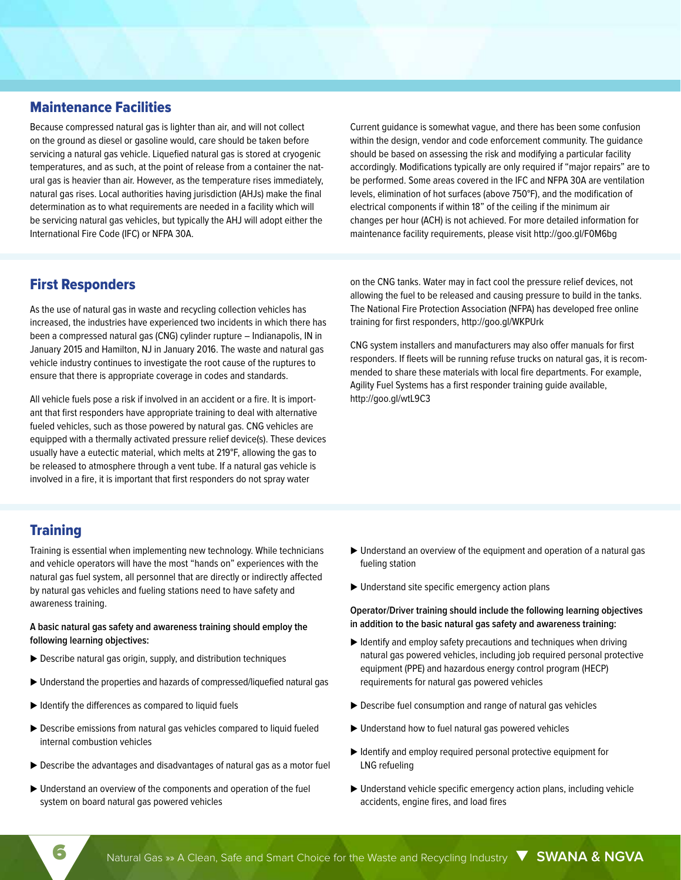## Maintenance Facilities

Because compressed natural gas is lighter than air, and will not collect on the ground as diesel or gasoline would, care should be taken before servicing a natural gas vehicle. Liquefied natural gas is stored at cryogenic temperatures, and as such, at the point of release from a container the natural gas is heavier than air. However, as the temperature rises immediately, natural gas rises. Local authorities having jurisdiction (AHJs) make the final determination as to what requirements are needed in a facility which will be servicing natural gas vehicles, but typically the AHJ will adopt either the International Fire Code (IFC) or NFPA 30A.

Current guidance is somewhat vague, and there has been some confusion within the design, vendor and code enforcement community. The guidance should be based on assessing the risk and modifying a particular facility accordingly. Modifications typically are only required if "major repairs" are to be performed. Some areas covered in the IFC and NFPA 30A are ventilation levels, elimination of hot surfaces (above 750°F), and the modification of electrical components if within 18" of the ceiling if the minimum air changes per hour (ACH) is not achieved. For more detailed information for maintenance facility requirements, please visit http://goo.gl/F0M6bg

## First Responders

As the use of natural gas in waste and recycling collection vehicles has increased, the industries have experienced two incidents in which there has been a compressed natural gas (CNG) cylinder rupture – Indianapolis, IN in January 2015 and Hamilton, NJ in January 2016. The waste and natural gas vehicle industry continues to investigate the root cause of the ruptures to ensure that there is appropriate coverage in codes and standards.

All vehicle fuels pose a risk if involved in an accident or a fire. It is important that first responders have appropriate training to deal with alternative fueled vehicles, such as those powered by natural gas. CNG vehicles are equipped with a thermally activated pressure relief device(s). These devices usually have a eutectic material, which melts at 219°F, allowing the gas to be released to atmosphere through a vent tube. If a natural gas vehicle is involved in a fire, it is important that first responders do not spray water on the CNG tanks. Water may in fact cool the pressure relief devices, not allowing the fuel to be released and causing pressure to build in the tanks. The National Fire Protection Association (NFPA) has developed free online training for first responders, http://goo.gl/WKPUrk

CNG system installers and manufacturers may also offer manuals for first responders. If fleets will be running refuse trucks on natural gas, it is recommended to share these materials with local fire departments. For example, Agility Fuel Systems has a first responder training guide available, http://goo.gl/wtL9C3

## Training

Training is essential when implementing new technology. While technicians and vehicle operators will have the most "hands on" experiences with the natural gas fuel system, all personnel that are directly or indirectly affected by natural gas vehicles and fueling stations need to have safety and awareness training.

**A basic natural gas safety and awareness training should employ the following learning objectives:**

- Describe natural gas origin, supply, and distribution techniques
- Understand the properties and hazards of compressed/liquefied natural gas
- Identify the differences as compared to liquid fuels
- Describe emissions from natural gas vehicles compared to liquid fueled internal combustion vehicles
- Describe the advantages and disadvantages of natural gas as a motor fuel
- Understand an overview of the components and operation of the fuel system on board natural gas powered vehicles
- Understand an overview of the equipment and operation of a natural gas fueling station
- Understand site specific emergency action plans

**Operator/Driver training should include the following learning objectives in addition to the basic natural gas safety and awareness training:**

- Identify and employ safety precautions and techniques when driving natural gas powered vehicles, including job required personal protective equipment (PPE) and hazardous energy control program (HECP) requirements for natural gas powered vehicles
- Describe fuel consumption and range of natural gas vehicles
- Understand how to fuel natural gas powered vehicles
- Identify and employ required personal protective equipment for LNG refueling
- Understand vehicle specific emergency action plans, including vehicle accidents, engine fires, and load fires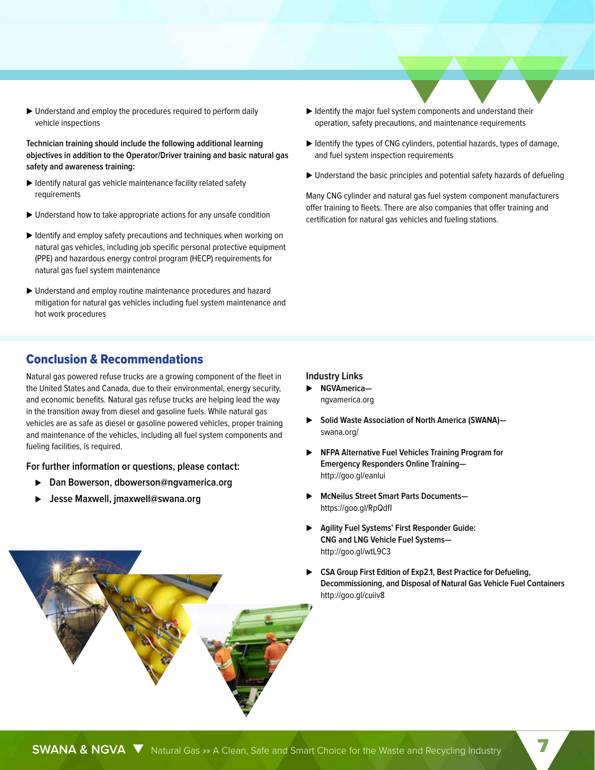- Understand and employ the procedures required to perform daily vehicle inspections

**Technician training should include the following additional learning objectives in addition to the Operator/Driver training and basic natural gas safety and awareness training:**

- Identify natural gas vehicle maintenance facility related safety requirements
- Understand how to take appropriate actions for any unsafe condition
- Identify and employ safety precautions and techniques when working on natural gas vehicles, including job specific personal protective equipment (PPE) and hazardous energy control program (HECP) requirements for natural gas fuel system maintenance
- Understand and employ routine maintenance procedures and hazard mitigation for natural gas vehicles including fuel system maintenance and hot work procedures
- Identify the major fuel system components and understand their operation, safety precautions, and maintenance requirements
- Identify the types of CNG cylinders, potential hazards, types of damage, and fuel system inspection requirements
- Understand the basic principles and potential safety hazards of defueling

Many CNG cylinder and natural gas fuel system component manufacturers offer training to fleets. There are also companies that offer training and certification for natural gas vehicles and fueling stations.

## Conclusion & Recommendations

Natural gas powered refuse trucks are a growing component of the fleet in the United States and Canada, due to their environmental, energy security, and economic benefits. Natural gas refuse trucks are helping lead the way in the transition away from diesel and gasoline fuels. While natural gas vehicles are as safe as diesel or gasoline powered vehicles, proper training and maintenance of the vehicles, including all fuel system components and fueling facilities, is required.

For further information or questions, please contact:

- Dan Bowerson, dbowerson@ngvamerica.org
- Jesse Maxwell, jmaxwell@swana.org

### Industry Links

- **NGVAmerica—** ngvamerica.org
- **Solid Waste Association of North America (SWANA)—** swana.org/
- **NFPA Alternative Fuel Vehicles Training Program for Emergency Responders Online Training—** http://goo.gl/eanlui
- **McNeilus Street Smart Parts Documents—** https://goo.gl/RpQdfl
- **Agility Fuel Systems' First Responder Guide: CNG and LNG Vehicle Fuel Systems—** http://goo.gl/wtL9C3
- **CSA Group First Edition of Exp2.1, Best Practice for Defueling, Decommissioning, and Disposal of Natural Gas Vehicle Fuel Containers** http://goo.gl/cuiiv8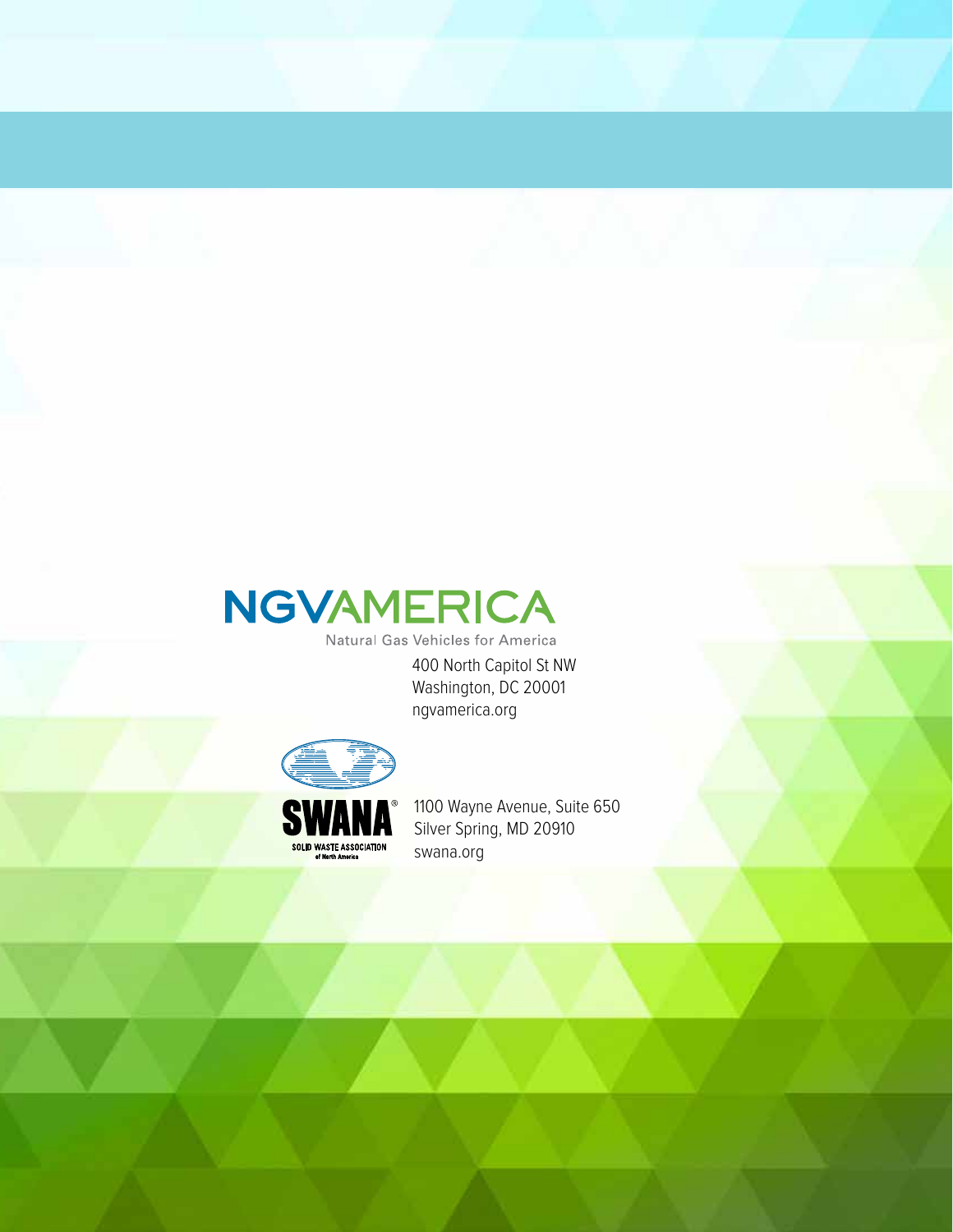NGVAMERICA

Natural Gas Vehicles for America

400 North Capitol St NW
Washington, DC 20001
ngvamerica.org

SWANA®

SOLID WASTE ASSOCIATION of North America

1100 Wayne Avenue, Suite 650
Silver Spring, MD 20910
swana.org